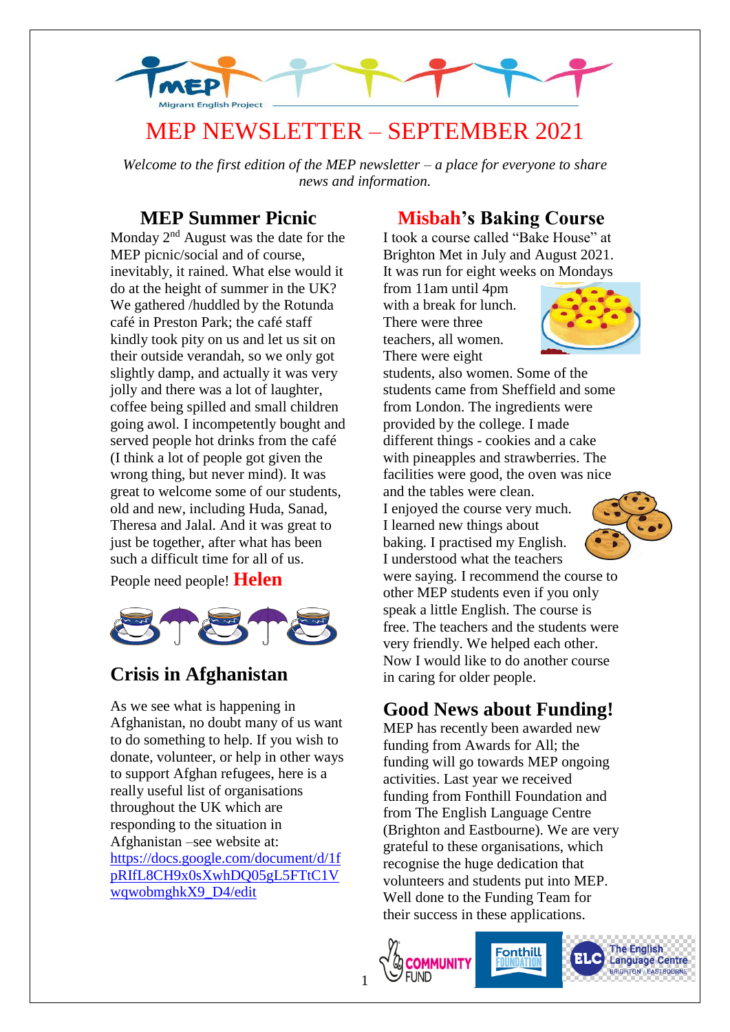# MEP NEWSLETTER – SEPTEMBER 2021

*Welcome to the first edition of the MEP newsletter – a place for everyone to share news and information.*

## MEP Summer Picnic

Monday 2nd August was the date for the MEP picnic/social and of course, inevitably, it rained. What else would it do at the height of summer in the UK? We gathered /huddled by the Rotunda café in Preston Park; the café staff kindly took pity on us and let us sit on their outside verandah, so we only got slightly damp, and actually it was very jolly and there was a lot of laughter, coffee being spilled and small children going awol. I incompetently bought and served people hot drinks from the café (I think a lot of people got given the wrong thing, but never mind). It was great to welcome some of our students, old and new, including Huda, Sanad, Theresa and Jalal. And it was great to just be together, after what has been such a difficult time for all of us.

People need people! **Helen**

## Crisis in Afghanistan

As we see what is happening in Afghanistan, no doubt many of us want to do something to help. If you wish to donate, volunteer, or help in other ways to support Afghan refugees, here is a really useful list of organisations throughout the UK which are responding to the situation in Afghanistan –see website at: https://docs.google.com/document/d/1fpRIfL8CH9x0sXwhDQ05gL5FTtC1VwqwobmghkX9_D4/edit

## Misbah's Baking Course

I took a course called "Bake House" at Brighton Met in July and August 2021. It was run for eight weeks on Mondays from 11am until 4pm with a break for lunch. There were three teachers, all women. There were eight students, also women. Some of the students came from Sheffield and some from London. The ingredients were provided by the college. I made different things - cookies and a cake with pineapples and strawberries. The facilities were good, the oven was nice and the tables were clean.

I enjoyed the course very much. I learned new things about baking. I practised my English. I understood what the teachers were saying. I recommend the course to other MEP students even if you only speak a little English. The course is free. The teachers and the students were very friendly. We helped each other. Now I would like to do another course in caring for older people.

## Good News about Funding!

MEP has recently been awarded new funding from Awards for All; the funding will go towards MEP ongoing activities. Last year we received funding from Fonthill Foundation and from The English Language Centre (Brighton and Eastbourne). We are very grateful to these organisations, which recognise the huge dedication that volunteers and students put into MEP. Well done to the Funding Team for their success in these applications.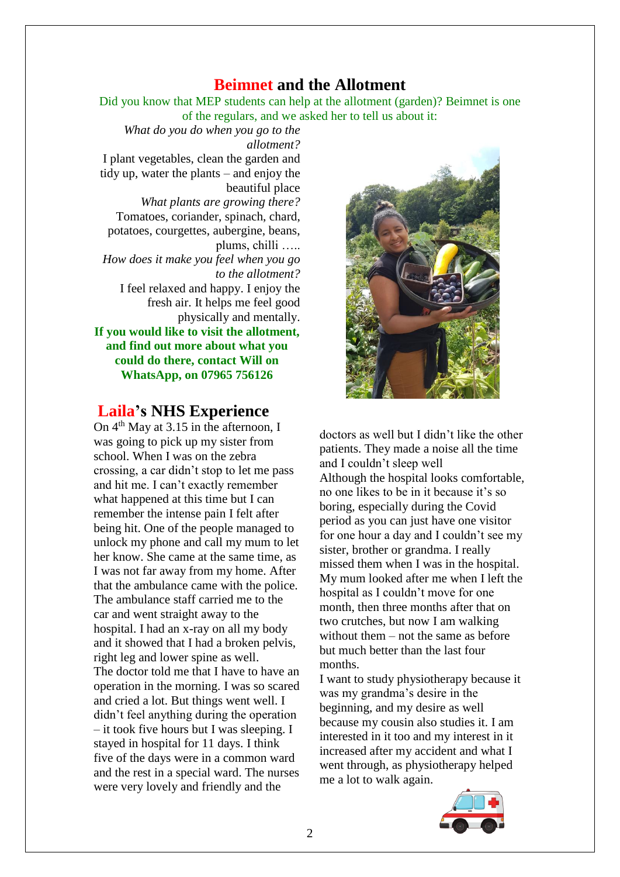## Beimnet and the Allotment

Did you know that MEP students can help at the allotment (garden)? Beimnet is one of the regulars, and we asked her to tell us about it:

*What do you do when you go to the allotment?*

I plant vegetables, clean the garden and tidy up, water the plants – and enjoy the beautiful place

*What plants are growing there?*

Tomatoes, coriander, spinach, chard, potatoes, courgettes, aubergine, beans, plums, chilli …..

*How does it make you feel when you go to the allotment?*

I feel relaxed and happy. I enjoy the fresh air. It helps me feel good physically and mentally.

**If you would like to visit the allotment, and find out more about what you could do there, contact Will on WhatsApp, on 07965 756126**

## Laila's NHS Experience

On 4th May at 3.15 in the afternoon, I was going to pick up my sister from school. When I was on the zebra crossing, a car didn't stop to let me pass and hit me. I can't exactly remember what happened at this time but I can remember the intense pain I felt after being hit. One of the people managed to unlock my phone and call my mum to let her know. She came at the same time, as I was not far away from my home. After that the ambulance came with the police. The ambulance staff carried me to the car and went straight away to the hospital. I had an x-ray on all my body and it showed that I had a broken pelvis, right leg and lower spine as well.

The doctor told me that I have to have an operation in the morning. I was so scared and cried a lot. But things went well. I didn't feel anything during the operation – it took five hours but I was sleeping. I stayed in hospital for 11 days. I think five of the days were in a common ward and the rest in a special ward. The nurses were very lovely and friendly and the doctors as well but I didn't like the other patients. They made a noise all the time and I couldn't sleep well

Although the hospital looks comfortable, no one likes to be in it because it's so boring, especially during the Covid period as you can just have one visitor for one hour a day and I couldn't see my sister, brother or grandma. I really missed them when I was in the hospital. My mum looked after me when I left the hospital as I couldn't move for one month, then three months after that on two crutches, but now I am walking without them – not the same as before but much better than the last four months.

I want to study physiotherapy because it was my grandma's desire in the beginning, and my desire as well because my cousin also studies it. I am interested in it too and my interest in it increased after my accident and what I went through, as physiotherapy helped me a lot to walk again.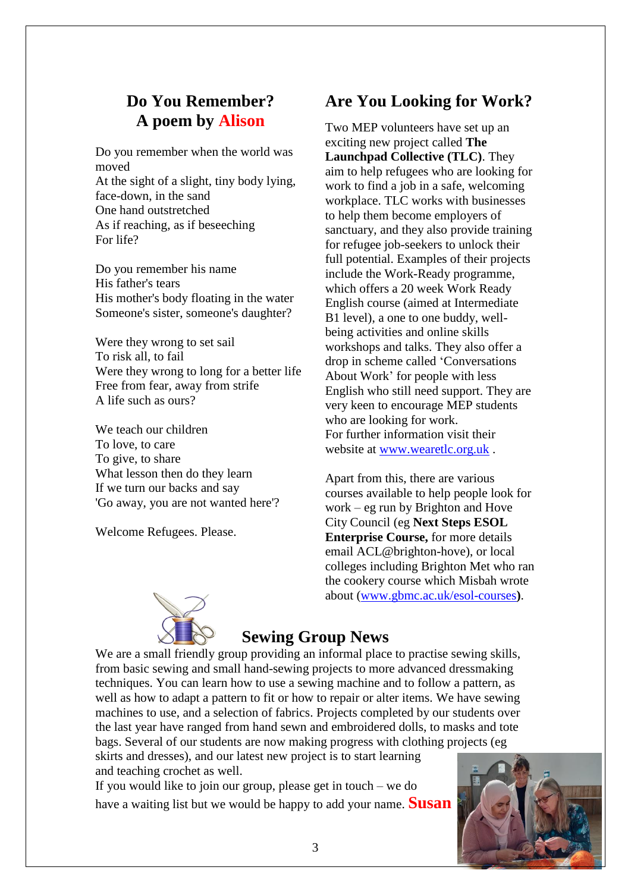## Do You Remember?
## A poem by Alison

Do you remember when the world was moved
At the sight of a slight, tiny body lying, face-down, in the sand
One hand outstretched
As if reaching, as if beseeching
For life?

Do you remember his name
His father's tears
His mother's body floating in the water
Someone's sister, someone's daughter?

Were they wrong to set sail
To risk all, to fail
Were they wrong to long for a better life
Free from fear, away from strife
A life such as ours?

We teach our children
To love, to care
To give, to share
What lesson then do they learn
If we turn our backs and say
'Go away, you are not wanted here'?

Welcome Refugees. Please.

## Are You Looking for Work?

Two MEP volunteers have set up an exciting new project called **The Launchpad Collective (TLC)**. They aim to help refugees who are looking for work to find a job in a safe, welcoming workplace. TLC works with businesses to help them become employers of sanctuary, and they also provide training for refugee job-seekers to unlock their full potential. Examples of their projects include the Work-Ready programme, which offers a 20 week Work Ready English course (aimed at Intermediate B1 level), a one to one buddy, well-being activities and online skills workshops and talks. They also offer a drop in scheme called 'Conversations About Work' for people with less English who still need support. They are very keen to encourage MEP students who are looking for work.
For further information visit their website at www.wearetlc.org.uk .

Apart from this, there are various courses available to help people look for work – eg run by Brighton and Hove City Council (eg **Next Steps ESOL Enterprise Course,** for more details email ACL@brighton-hove), or local colleges including Brighton Met who ran the cookery course which Misbah wrote about (www.gbmc.ac.uk/esol-courses**)**.

## Sewing Group News

We are a small friendly group providing an informal place to practise sewing skills, from basic sewing and small hand-sewing projects to more advanced dressmaking techniques. You can learn how to use a sewing machine and to follow a pattern, as well as how to adapt a pattern to fit or how to repair or alter items. We have sewing machines to use, and a selection of fabrics. Projects completed by our students over the last year have ranged from hand sewn and embroidered dolls, to masks and tote bags. Several of our students are now making progress with clothing projects (eg skirts and dresses), and our latest new project is to start learning and teaching crochet as well.
If you would like to join our group, please get in touch – we do have a waiting list but we would be happy to add your name. **Susan**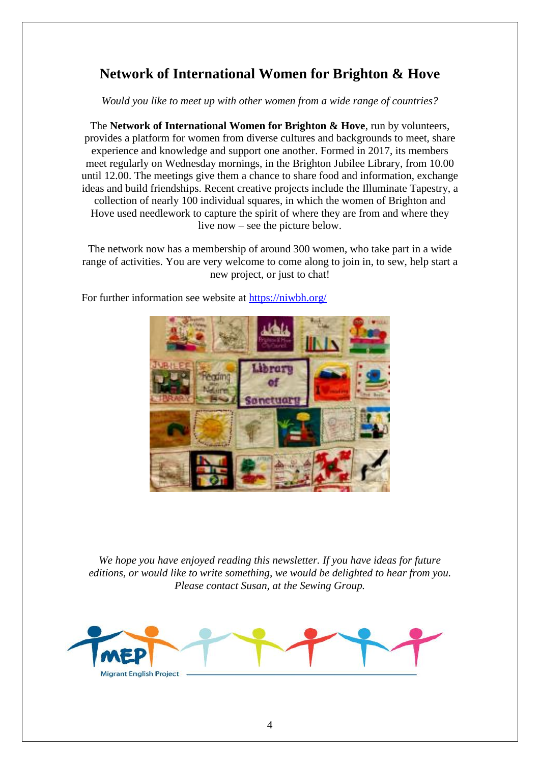# Network of International Women for Brighton & Hove

*Would you like to meet up with other women from a wide range of countries?*

The **Network of International Women for Brighton & Hove**, run by volunteers, provides a platform for women from diverse cultures and backgrounds to meet, share experience and knowledge and support one another. Formed in 2017, its members meet regularly on Wednesday mornings, in the Brighton Jubilee Library, from 10.00 until 12.00. The meetings give them a chance to share food and information, exchange ideas and build friendships. Recent creative projects include the Illuminate Tapestry, a collection of nearly 100 individual squares, in which the women of Brighton and Hove used needlework to capture the spirit of where they are from and where they live now – see the picture below.

The network now has a membership of around 300 women, who take part in a wide range of activities. You are very welcome to come along to join in, to sew, help start a new project, or just to chat!

For further information see website at https://niwbh.org/

*We hope you have enjoyed reading this newsletter. If you have ideas for future editions, or would like to write something, we would be delighted to hear from you. Please contact Susan, at the Sewing Group.*

MEP

Migrant English Project